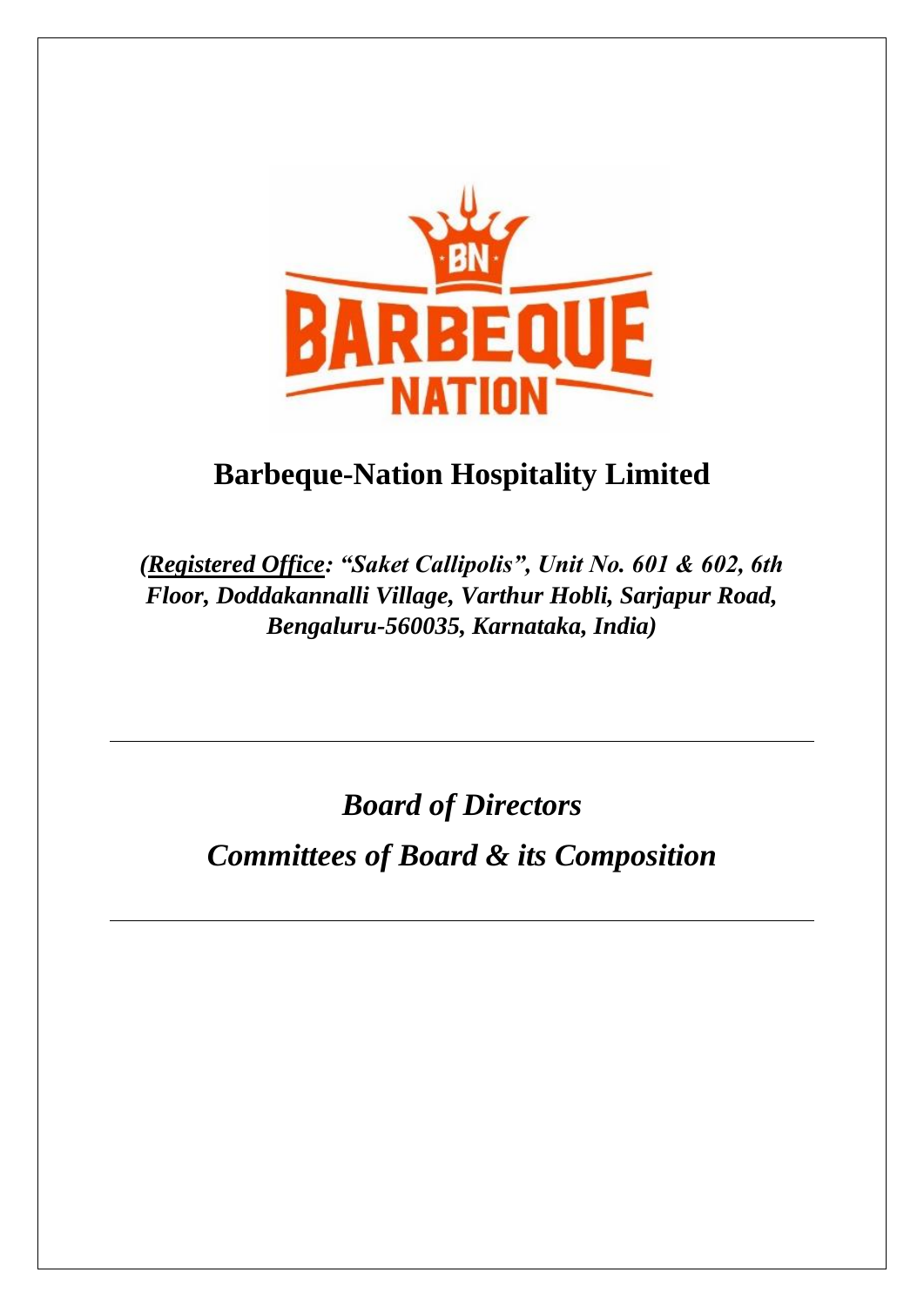# Barbeque-Nation Hospitality Limited

***(<u>Registered Office</u>: "Saket Callipolis", Unit No. 601 & 602, 6th Floor, Doddakannalli Village, Varthur Hobli, Sarjapur Road, Bengaluru-560035, Karnataka, India)***

---

## *Board of Directors*

## *Committees of Board & its Composition*

---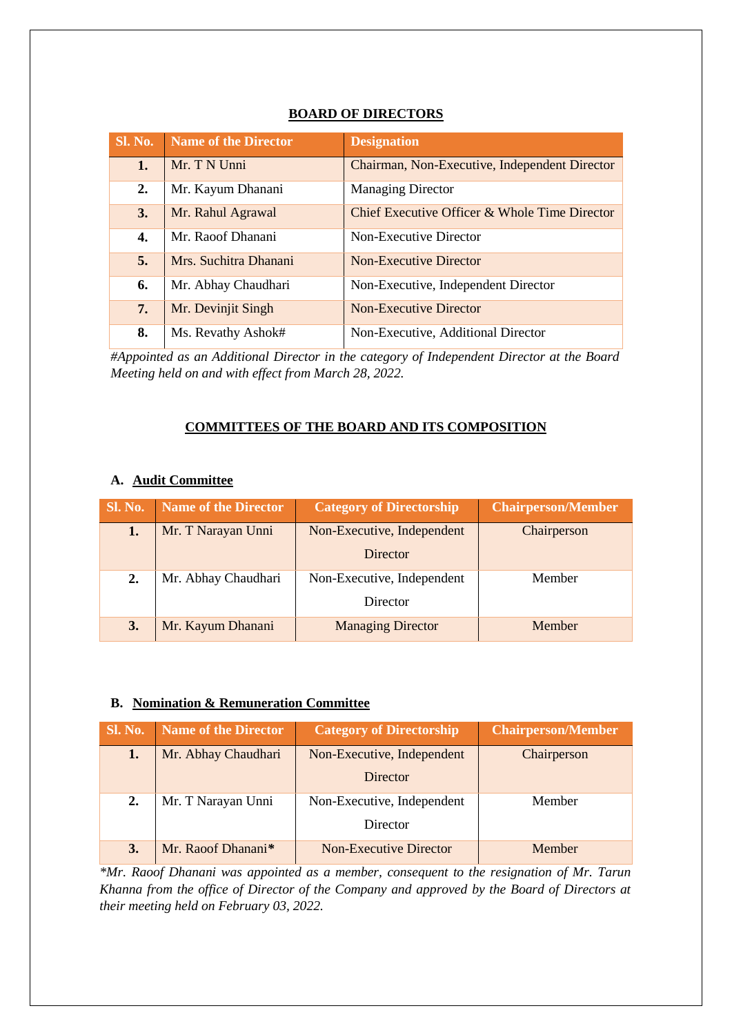## BOARD OF DIRECTORS

| Sl. No. | Name of the Director | Designation |
|---|---|---|
| 1. | Mr. T N Unni | Chairman, Non-Executive, Independent Director |
| 2. | Mr. Kayum Dhanani | Managing Director |
| 3. | Mr. Rahul Agrawal | Chief Executive Officer & Whole Time Director |
| 4. | Mr. Raoof Dhanani | Non-Executive Director |
| 5. | Mrs. Suchitra Dhanani | Non-Executive Director |
| 6. | Mr. Abhay Chaudhari | Non-Executive, Independent Director |
| 7. | Mr. Devinjit Singh | Non-Executive Director |
| 8. | Ms. Revathy Ashok# | Non-Executive, Additional Director |

*#Appointed as an Additional Director in the category of Independent Director at the Board Meeting held on and with effect from March 28, 2022.*

## COMMITTEES OF THE BOARD AND ITS COMPOSITION

### A. Audit Committee

| Sl. No. | Name of the Director | Category of Directorship | Chairperson/Member |
|---|---|---|---|
| 1. | Mr. T Narayan Unni | Non-Executive, Independent Director | Chairperson |
| 2. | Mr. Abhay Chaudhari | Non-Executive, Independent Director | Member |
| 3. | Mr. Kayum Dhanani | Managing Director | Member |

### B. Nomination & Remuneration Committee

| Sl. No. | Name of the Director | Category of Directorship | Chairperson/Member |
|---|---|---|---|
| 1. | Mr. Abhay Chaudhari | Non-Executive, Independent Director | Chairperson |
| 2. | Mr. T Narayan Unni | Non-Executive, Independent Director | Member |
| 3. | Mr. Raoof Dhanani* | Non-Executive Director | Member |

*\*Mr. Raoof Dhanani was appointed as a member, consequent to the resignation of Mr. Tarun Khanna from the office of Director of the Company and approved by the Board of Directors at their meeting held on February 03, 2022.*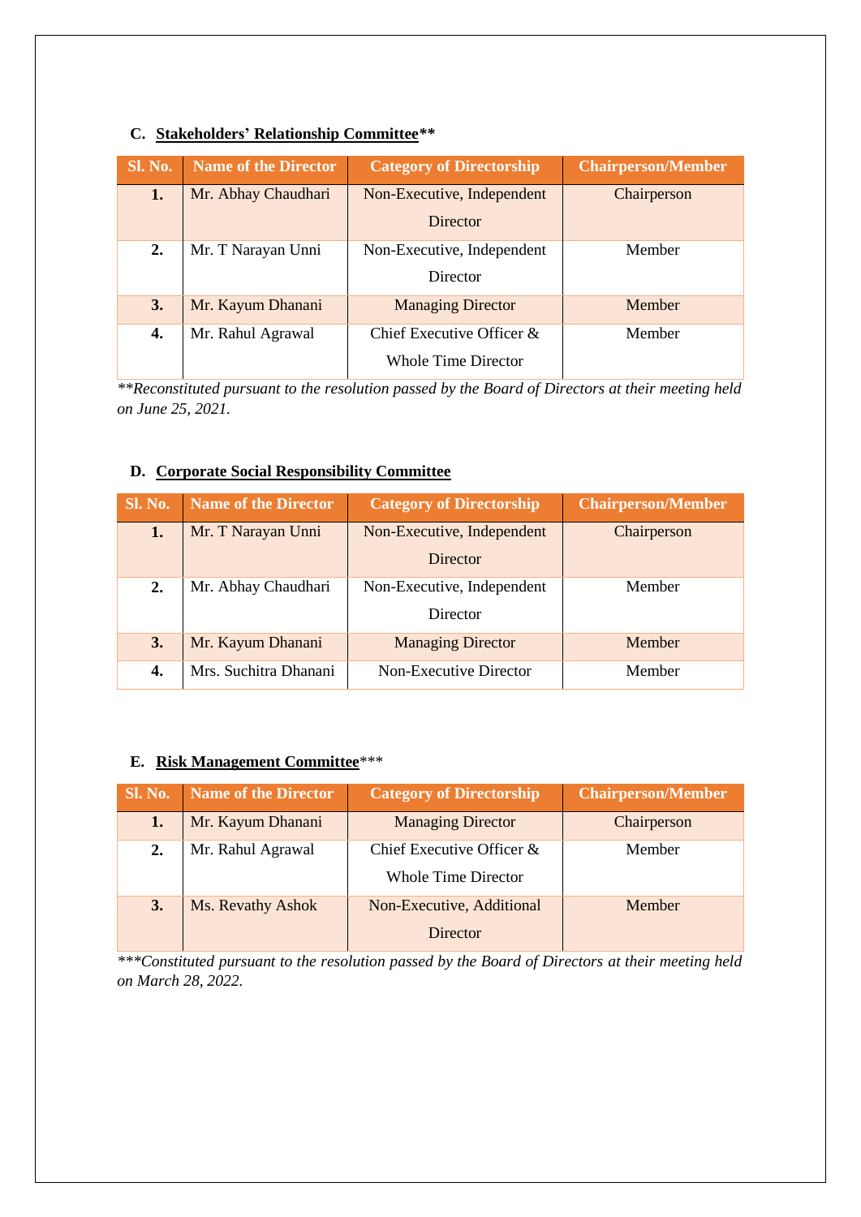### C. **Stakeholders' Relationship Committee****

| Sl. No. | Name of the Director | Category of Directorship | Chairperson/Member |
|---|---|---|---|
| **1.** | Mr. Abhay Chaudhari | Non-Executive, Independent Director | Chairperson |
| **2.** | Mr. T Narayan Unni | Non-Executive, Independent Director | Member |
| **3.** | Mr. Kayum Dhanani | Managing Director | Member |
| **4.** | Mr. Rahul Agrawal | Chief Executive Officer & Whole Time Director | Member |

*\*\*Reconstituted pursuant to the resolution passed by the Board of Directors at their meeting held on June 25, 2021.*

### D. **Corporate Social Responsibility Committee**

| Sl. No. | Name of the Director | Category of Directorship | Chairperson/Member |
|---|---|---|---|
| **1.** | Mr. T Narayan Unni | Non-Executive, Independent Director | Chairperson |
| **2.** | Mr. Abhay Chaudhari | Non-Executive, Independent Director | Member |
| **3.** | Mr. Kayum Dhanani | Managing Director | Member |
| **4.** | Mrs. Suchitra Dhanani | Non-Executive Director | Member |

### E. **Risk Management Committee*****

| Sl. No. | Name of the Director | Category of Directorship | Chairperson/Member |
|---|---|---|---|
| **1.** | Mr. Kayum Dhanani | Managing Director | Chairperson |
| **2.** | Mr. Rahul Agrawal | Chief Executive Officer & Whole Time Director | Member |
| **3.** | Ms. Revathy Ashok | Non-Executive, Additional Director | Member |

*\*\*\*Constituted pursuant to the resolution passed by the Board of Directors at their meeting held on March 28, 2022.*